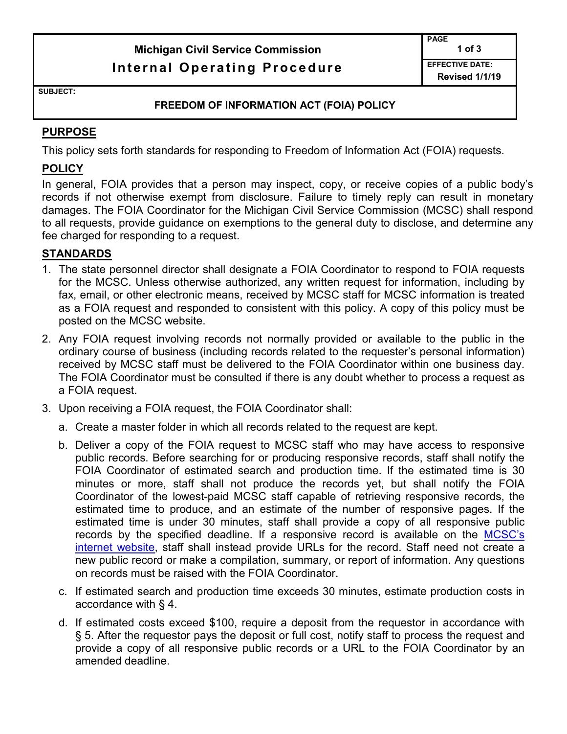**Michigan Civil Service Commission**

**Internal Operating Procedure**

**EFFECTIVE DATE:** Revised 1/1/19

**SUBJECT:** FREEDOM OF INFORMATION ACT (FOIA) POLICY

## PURPOSE

This policy sets forth standards for responding to Freedom of Information Act (FOIA) requests.

## POLICY

In general, FOIA provides that a person may inspect, copy, or receive copies of a public body's records if not otherwise exempt from disclosure. Failure to timely reply can result in monetary damages. The FOIA Coordinator for the Michigan Civil Service Commission (MCSC) shall respond to all requests, provide guidance on exemptions to the general duty to disclose, and determine any fee charged for responding to a request.

## STANDARDS

1. The state personnel director shall designate a FOIA Coordinator to respond to FOIA requests for the MCSC. Unless otherwise authorized, any written request for information, including by fax, email, or other electronic means, received by MCSC staff for MCSC information is treated as a FOIA request and responded to consistent with this policy. A copy of this policy must be posted on the MCSC website.

2. Any FOIA request involving records not normally provided or available to the public in the ordinary course of business (including records related to the requester's personal information) received by MCSC staff must be delivered to the FOIA Coordinator within one business day. The FOIA Coordinator must be consulted if there is any doubt whether to process a request as a FOIA request.

3. Upon receiving a FOIA request, the FOIA Coordinator shall:

   a. Create a master folder in which all records related to the request are kept.

   b. Deliver a copy of the FOIA request to MCSC staff who may have access to responsive public records. Before searching for or producing responsive records, staff shall notify the FOIA Coordinator of estimated search and production time. If the estimated time is 30 minutes or more, staff shall not produce the records yet, but shall notify the FOIA Coordinator of the lowest-paid MCSC staff capable of retrieving responsive records, the estimated time to produce, and an estimate of the number of responsive pages. If the estimated time is under 30 minutes, staff shall provide a copy of all responsive public records by the specified deadline. If a responsive record is available on the MCSC's internet website, staff shall instead provide URLs for the record. Staff need not create a new public record or make a compilation, summary, or report of information. Any questions on records must be raised with the FOIA Coordinator.

   c. If estimated search and production time exceeds 30 minutes, estimate production costs in accordance with § 4.

   d. If estimated costs exceed $100, require a deposit from the requestor in accordance with § 5. After the requestor pays the deposit or full cost, notify staff to process the request and provide a copy of all responsive public records or a URL to the FOIA Coordinator by an amended deadline.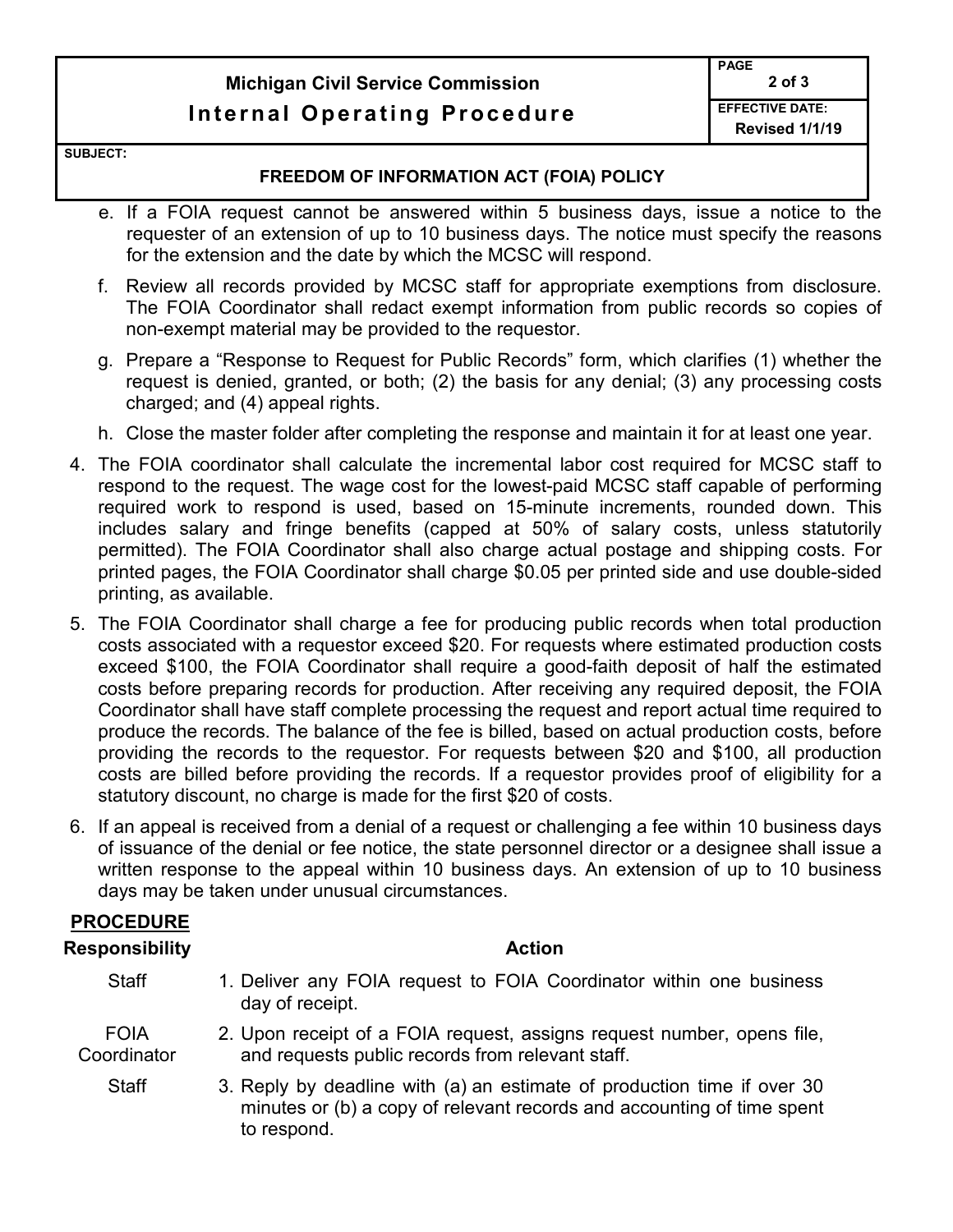e. If a FOIA request cannot be answered within 5 business days, issue a notice to the requester of an extension of up to 10 business days. The notice must specify the reasons for the extension and the date by which the MCSC will respond.

f. Review all records provided by MCSC staff for appropriate exemptions from disclosure. The FOIA Coordinator shall redact exempt information from public records so copies of non-exempt material may be provided to the requestor.

g. Prepare a "Response to Request for Public Records" form, which clarifies (1) whether the request is denied, granted, or both; (2) the basis for any denial; (3) any processing costs charged; and (4) appeal rights.

h. Close the master folder after completing the response and maintain it for at least one year.

4. The FOIA coordinator shall calculate the incremental labor cost required for MCSC staff to respond to the request. The wage cost for the lowest-paid MCSC staff capable of performing required work to respond is used, based on 15-minute increments, rounded down. This includes salary and fringe benefits (capped at 50% of salary costs, unless statutorily permitted). The FOIA Coordinator shall also charge actual postage and shipping costs. For printed pages, the FOIA Coordinator shall charge $0.05 per printed side and use double-sided printing, as available.

5. The FOIA Coordinator shall charge a fee for producing public records when total production costs associated with a requestor exceed $20. For requests where estimated production costs exceed $100, the FOIA Coordinator shall require a good-faith deposit of half the estimated costs before preparing records for production. After receiving any required deposit, the FOIA Coordinator shall have staff complete processing the request and report actual time required to produce the records. The balance of the fee is billed, based on actual production costs, before providing the records to the requestor. For requests between $20 and $100, all production costs are billed before providing the records. If a requestor provides proof of eligibility for a statutory discount, no charge is made for the first $20 of costs.

6. If an appeal is received from a denial of a request or challenging a fee within 10 business days of issuance of the denial or fee notice, the state personnel director or a designee shall issue a written response to the appeal within 10 business days. An extension of up to 10 business days may be taken under unusual circumstances.

## PROCEDURE

| Responsibility | Action |
|---|---|
| Staff | 1. Deliver any FOIA request to FOIA Coordinator within one business day of receipt. |
| FOIA Coordinator | 2. Upon receipt of a FOIA request, assigns request number, opens file, and requests public records from relevant staff. |
| Staff | 3. Reply by deadline with (a) an estimate of production time if over 30 minutes or (b) a copy of relevant records and accounting of time spent to respond. |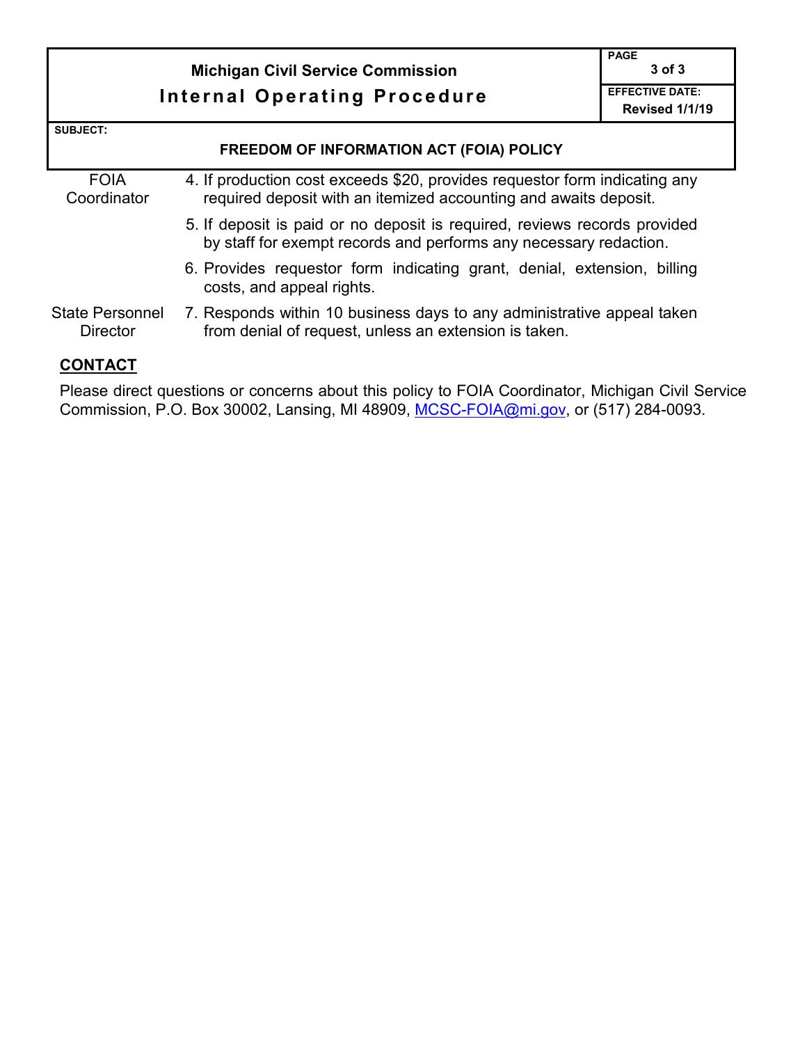| | |
|---|---|
| FOIA Coordinator | 4. If production cost exceeds $20, provides requestor form indicating any required deposit with an itemized accounting and awaits deposit. |
| | 5. If deposit is paid or no deposit is required, reviews records provided by staff for exempt records and performs any necessary redaction. |
| | 6. Provides requestor form indicating grant, denial, extension, billing costs, and appeal rights. |
| State Personnel Director | 7. Responds within 10 business days to any administrative appeal taken from denial of request, unless an extension is taken. |

## CONTACT

Please direct questions or concerns about this policy to FOIA Coordinator, Michigan Civil Service Commission, P.O. Box 30002, Lansing, MI 48909, MCSC-FOIA@mi.gov, or (517) 284-0093.